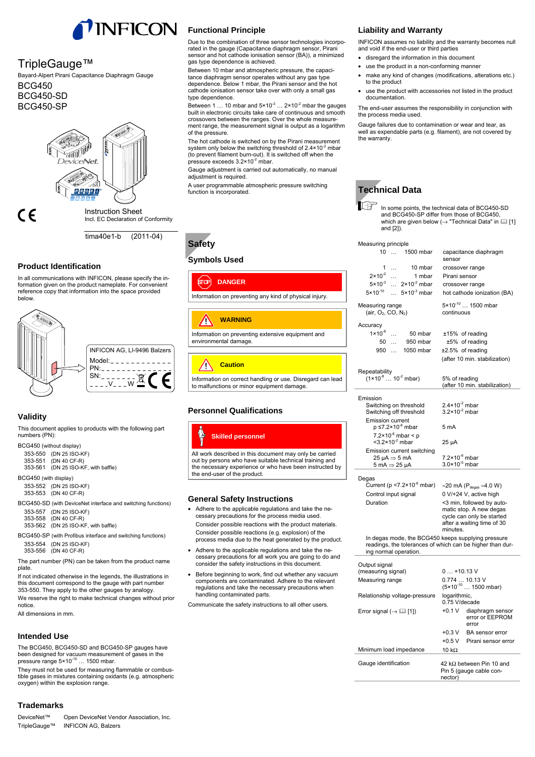# TripleGauge™

Bayard-Alpert Pirani Capacitance Diaphragm Gauge

BCG450
BCG450-SD
BCG450-SP

Instruction Sheet
Incl. EC Declaration of Conformity

tima40e1-b (2011-04)

## Product Identification

In all communications with INFICON, please specify the information on the product nameplate. For convenient reference copy that information into the space provided below.

INFICON AG, LI-9496 Balzers
Model: _ _ _ _ _ _ _ _ _ _ _ _
PN: _ _ _ _ _ _ _ _ _ _ _ _ _
SN: _ _ _ _ _ _
_ _ _ _V_ _ _W

## Validity

This document applies to products with the following part numbers (PN):

BCG450 (without display)

- 353-550 (DN 25 ISO-KF)
- 353-551 (DN 40 CF-R)
- 353-561 (DN 25 ISO-KF, with baffle)

BCG450 (with display)

- 353-552 (DN 25 ISO-KF)
- 353-553 (DN 40 CF-R)

BCG450-SD (with DeviceNet interface and switching functions)

- 353-557 (DN 25 ISO-KF)
- 353-558 (DN 40 CF-R)
- 353-562 (DN 25 ISO-KF, with baffle)

BCG450-SP (with Profibus interface and switching functions)

- 353-554 (DN 25 ISO-KF)
- 353-556 (DN 40 CF-R)

The part number (PN) can be taken from the product name plate.

If not indicated otherwise in the legends, the illustrations in this document correspond to the gauge with part number 353-550. They apply to the other gauges by analogy.

We reserve the right to make technical changes without prior notice.

All dimensions in mm.

## Intended Use

The BCG450, BCG450-SD and BCG450-SP gauges have been designed for vacuum measurement of gases in the pressure range $5\times10^{-10}$ … 1500 mbar.

They must not be used for measuring flammable or combustible gases in mixtures containing oxidants (e.g. atmospheric oxygen) within the explosion range.

## Trademarks

| | |
|---|---|
| DeviceNet™ | Open DeviceNet Vendor Association, Inc. |
| TripleGauge™ | INFICON AG, Balzers |

## Functional Principle

Due to the combination of three sensor technologies incorporated in the gauge (Capacitance diaphragm sensor, Pirani sensor and hot cathode ionisation sensor (BA)), a minimized gas type dependence is achieved.

Between 10 mbar and atmospheric pressure, the capacitance diaphragm sensor operates without any gas type dependence. Below 1 mbar, the Pirani sensor and the hot cathode ionisation sensor take over with only a small gas type dependence.

Between 1 … 10 mbar and $5\times10^{-3}$ … $2\times10^{-2}$ mbar the gauges built in electronic circuits take care of continuous and smooth crossovers between the ranges. Over the whole measurement range, the measurement signal is output as a logarithm of the pressure.

The hot cathode is switched on by the Pirani measurement system only below the switching threshold of $2.4\times10^{-2}$ mbar (to prevent filament burn-out). It is switched off when the pressure exceeds $3.2\times10^{-2}$ mbar.

Gauge adjustment is carried out automatically, no manual adjustment is required.

A user programmable atmospheric pressure switching function is incorporated.

# Safety

## Symbols Used

**DANGER**

Information on preventing any kind of physical injury.

**WARNING**

Information on preventing extensive equipment and environmental damage.

**Caution**

Information on correct handling or use. Disregard can lead to malfunctions or minor equipment damage.

## Personnel Qualifications

**Skilled personnel**

All work described in this document may only be carried out by persons who have suitable technical training and the necessary experience or who have been instructed by the end-user of the product.

## General Safety Instructions

- Adhere to the applicable regulations and take the necessary precautions for the process media used.
  Consider possible reactions with the product materials.
  Consider possible reactions (e.g. explosion) of the process media due to the heat generated by the product.
- Adhere to the applicable regulations and take the necessary precautions for all work you are going to do and consider the safety instructions in this document.
- Before beginning to work, find out whether any vacuum components are contaminated. Adhere to the relevant regulations and take the necessary precautions when handling contaminated parts.

Communicate the safety instructions to all other users.

## Liability and Warranty

INFICON assumes no liability and the warranty becomes null and void if the end-user or third parties

- disregard the information in this document
- use the product in a non-conforming manner
- make any kind of changes (modifications, alterations etc.) to the product
- use the product with accessories not listed in the product documentation.

The end-user assumes the responsibility in conjunction with the process media used.

Gauge failures due to contamination or wear and tear, as well as expendable parts (e.g. filament), are not covered by the warranty.

# Technical Data

In some points, the technical data of BCG450-SD and BCG450-SP differ from those of BCG450, which are given below (→ "Technical Data" in [1] and [2]).

| | |
|---|---|
| **Measuring principle** | |
| 10 … 1500 mbar | capacitance diaphragm sensor |
| 1 … 10 mbar | crossover range |
| $2\times10^{-2}$ … 1 mbar | Pirani sensor |
| $5\times10^{-3}$ … $2\times10^{-2}$ mbar | crossover range |
| $5\times10^{-10}$ … $5\times10^{-3}$ mbar | hot cathode ionization (BA) |
| **Measuring range** (air, $O_2$, CO, $N_2$) | $5\times10^{-10}$ … 1500 mbar continuous |
| **Accuracy** | |
| $1\times10^{-8}$ … 50 mbar | ±15% of reading |
| 50 … 950 mbar | ±5% of reading |
| 950 … 1050 mbar | ±2.5% of reading |
| | (after 10 min. stabilization) |
| **Repeatability** ($1\times10^{-8}$ … $10^{-2}$ mbar) | 5% of reading (after 10 min. stabilization) |
| **Emission** | |
| Switching on threshold | $2.4\times10^{-2}$ mbar |
| Switching off threshold | $3.2\times10^{-2}$ mbar |
| Emission current | |
| p ≤$7.2\times10^{-6}$ mbar | 5 mA |
| $7.2\times10^{-6}$ mbar < p <$3.2\times10^{-2}$ mbar | 25 µA |
| Emission current switching | |
| 25 µA ⇒ 5 mA | $7.2\times10^{-6}$ mbar |
| 5 mA ⇒ 25 µA | $3.0\times10^{-5}$ mbar |
| **Degas** | |
| Current (p <$7.2\times10^{-6}$ mbar) | ≈20 mA ($P_{degas}$ ≈4.0 W) |
| Control input signal | 0 V/+24 V, active high |
| Duration | <3 min, followed by automatic stop. A new degas cycle can only be started after a waiting time of 30 minutes. |

In degas mode, the BCG450 keeps supplying pressure readings, the tolerances of which can be higher than during normal operation.

| | | |
|---|---|---|
| **Output signal** (measuring signal) | 0 … +10.13 V | |
| Measuring range | 0.774 … 10.13 V ($5\times10^{-10}$ … 1500 mbar) | |
| Relationship voltage-pressure | logarithmic, 0.75 V/decade | |
| Error signal (→ [1]) | +0.1 V | diaphragm sensor error or EEPROM error |
| | +0.3 V | BA sensor error |
| | +0.5 V | Pirani sensor error |
| Minimum load impedance | 10 kΩ | |
| **Gauge identification** | 42 kΩ between Pin 10 and Pin 5 (gauge cable connector) | |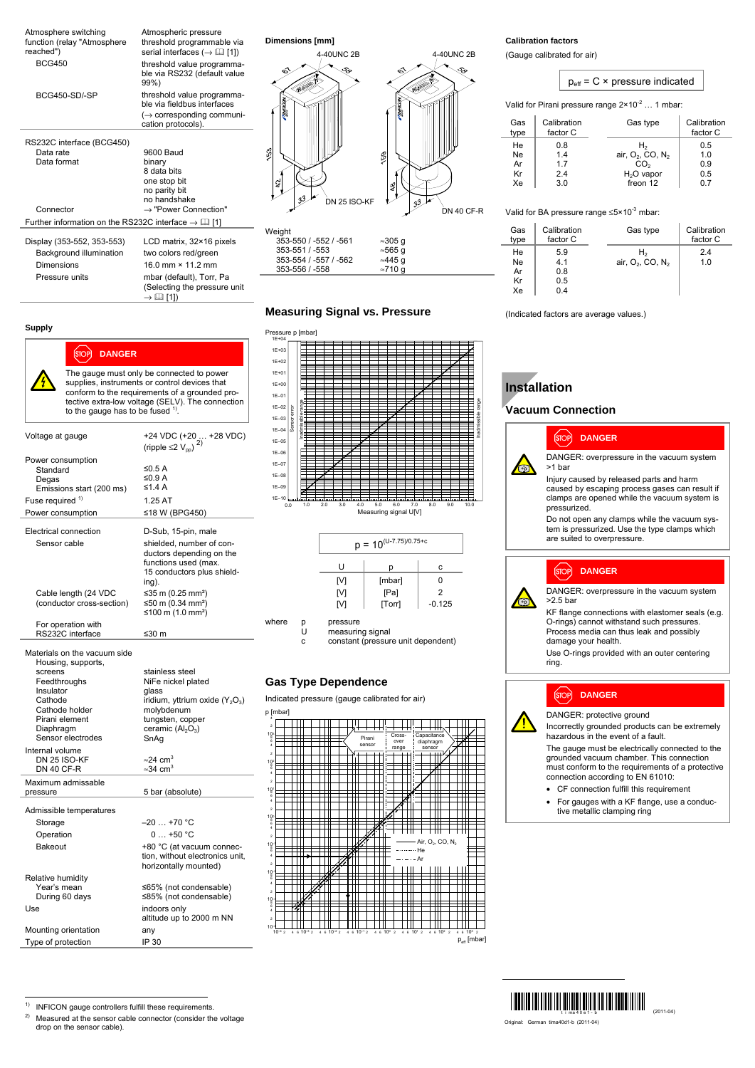| | |
|---|---|
| Atmosphere switching function (relay "Atmosphere reached") | Atmospheric pressure threshold programmable via serial interfaces (→ 📖 [1]) |
| BCG450 | threshold value programmable via RS232 (default value 99%) |
| BCG450-SD/-SP | threshold value programmable via fieldbus interfaces (→ corresponding communication protocols). |

| | |
|---|---|
| RS232C interface (BCG450) | |
| Data rate | 9600 Baud |
| Data format | binary<br>8 data bits<br>one stop bit<br>no parity bit<br>no handshake |
| Connector | → "Power Connection" |

Further information on the RS232C interface → 📖 [1]

| | |
|---|---|
| Display (353-552, 353-553) | LCD matrix, 32×16 pixels |
| Background illumination | two colors red/green |
| Dimensions | 16.0 mm × 11.2 mm |
| Pressure units | mbar (default), Torr, Pa (Selecting the pressure unit → 📖 [1]) |

### Supply

**⚠ DANGER**

The gauge must only be connected to power supplies, instruments or control devices that conform to the requirements of a grounded protective extra-low voltage (SELV). The connection to the gauge has to be fused [1].

| | |
|---|---|
| Voltage at gauge | +24 VDC (+20 … +28 VDC) (ripple ≤2 $V_{pp}$) [2] |
| Power consumption | |
| Standard | ≤0.5 A |
| Degas | ≤0.9 A |
| Emissions start (200 ms) | ≤1.4 A |
| Fuse required [1] | 1.25 AT |
| Power consumption | ≤18 W (BPG450) |

| | |
|---|---|
| Electrical connection | D-Sub, 15-pin, male |
| Sensor cable | shielded, number of conductors depending on the functions used (max. 15 conductors plus shielding). |
| Cable length (24 VDC (conductor cross-section) | ≤35 m (0.25 mm²)<br>≤50 m (0.34 mm²)<br>≤100 m (1.0 mm²) |
| For operation with RS232C interface | ≤30 m |

| | |
|---|---|
| Materials on the vacuum side | |
| Housing, supports, screens | stainless steel |
| Feedthroughs | NiFe nickel plated |
| Insulator | glass |
| Cathode | iridium, yttrium oxide ($Y_2O_3$) |
| Cathode holder | molybdenum |
| Pirani element | tungsten, copper |
| Diaphragm | ceramic ($Al_2O_3$) |
| Sensor electrodes | SnAg |
| Internal volume | |
| DN 25 ISO-KF | ≈24 cm³ |
| DN 40 CF-R | ≈34 cm³ |
| Maximum admissable pressure | 5 bar (absolute) |

| | |
|---|---|
| Admissible temperatures | |
| Storage | –20 … +70 °C |
| Operation | 0 … +50 °C |
| Bakeout | +80 °C (at vacuum connection, without electronics unit, horizontally mounted) |
| Relative humidity | |
| Year's mean | ≤65% (not condensable) |
| During 60 days | ≤85% (not condensable) |
| Use | indoors only<br>altitude up to 2000 m NN |
| Mounting orientation | any |
| Type of protection | IP 30 |

### Dimensions [mm]

| Weight | |
|---|---|
| 353-550 / -552 / -561 | ≈305 g |
| 353-551 / -553 | ≈565 g |
| 353-554 / -557 / -562 | ≈445 g |
| 353-556 / -558 | ≈710 g |

### Measuring Signal vs. Pressure

$$p = 10^{(U-7.75)/0.75+c}$$

| U | p | c |
|---|---|---|
| [V] | [mbar] | 0 |
| [V] | [Pa] | 2 |
| [V] | [Torr] | -0.125 |

where
p pressure
U measuring signal
c constant (pressure unit dependent)

### Gas Type Dependence

Indicated pressure (gauge calibrated for air)

### Calibration factors

(Gauge calibrated for air)

$$p_{eff} = C \times \text{pressure indicated}$$

Valid for Pirani pressure range $2\times10^{-2}$ … 1 mbar:

| Gas type | Calibration factor C | Gas type | Calibration factor C |
|---|---|---|---|
| He | 0.8 | $H_2$ | 0.5 |
| Ne | 1.4 | air, $O_2$, CO, $N_2$ | 1.0 |
| Ar | 1.7 | $CO_2$ | 0.9 |
| Kr | 2.4 | $H_2O$ vapor | 0.5 |
| Xe | 3.0 | freon 12 | 0.7 |

Valid for BA pressure range $\leq5\times10^{-3}$ mbar:

| Gas type | Calibration factor C | Gas type | Calibration factor C |
|---|---|---|---|
| He | 5.9 | $H_2$ | 2.4 |
| Ne | 4.1 | air, $O_2$, CO, $N_2$ | 1.0 |
| Ar | 0.8 | | |
| Kr | 0.5 | | |
| Xe | 0.4 | | |

(Indicated factors are average values.)

## Installation

### Vacuum Connection

**⚠ DANGER**

DANGER: overpressure in the vacuum system >1 bar

Injury caused by released parts and harm caused by escaping process gases can result if clamps are opened while the vacuum system is pressurized.

Do not open any clamps while the vacuum system is pressurized. Use the type clamps which are suited to overpressure.

**⚠ DANGER**

DANGER: overpressure in the vacuum system >2.5 bar

KF flange connections with elastomer seals (e.g. O-rings) cannot withstand such pressures. Process media can thus leak and possibly damage your health.

Use O-rings provided with an outer centering ring.

**⚠ DANGER**

DANGER: protective ground

Incorrectly grounded products can be extremely hazardous in the event of a fault.

The gauge must be electrically connected to the grounded vacuum chamber. This connection must conform to the requirements of a protective connection according to EN 61010:

- CF connection fulfill this requirement
- For gauges with a KF flange, use a conductive metallic clamping ring

---

[1] INFICON gauge controllers fulfill these requirements.

[2] Measured at the sensor cable connector (consider the voltage drop on the sensor cable).

(2011-04)

Original: German tima40d1-b (2011-04)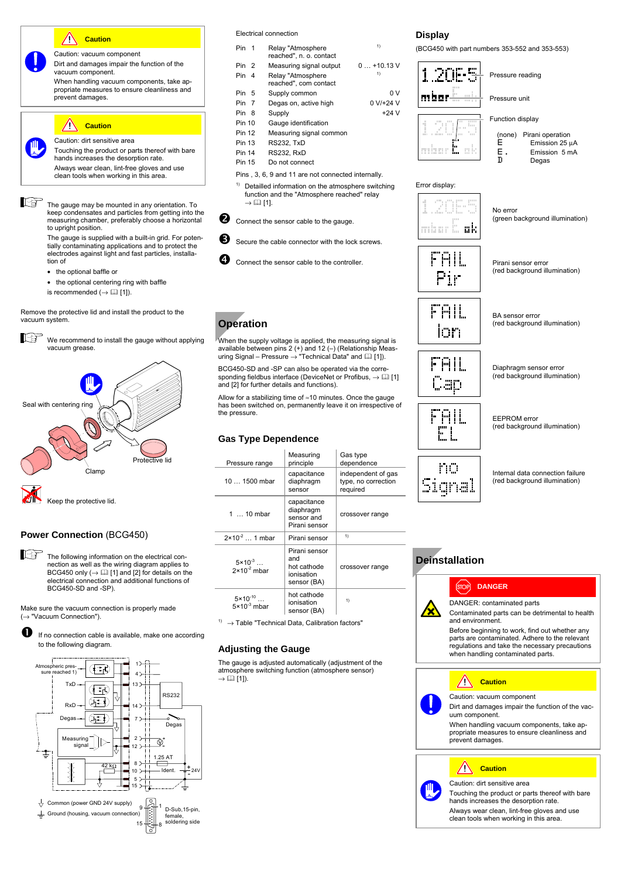**Caution**

Caution: vacuum component

Dirt and damages impair the function of the vacuum component.

When handling vacuum components, take appropriate measures to ensure cleanliness and prevent damages.

**Caution**

Caution: dirt sensitive area

Touching the product or parts thereof with bare hands increases the desorption rate.

Always wear clean, lint-free gloves and use clean tools when working in this area.

The gauge may be mounted in any orientation. To keep condensates and particles from getting into the measuring chamber, preferably choose a horizontal to upright position.

The gauge is supplied with a built-in grid. For potentially contaminating applications and to protect the electrodes against light and fast particles, installation of

- the optional baffle or
- the optional centering ring with baffle

is recommended (→ 📖 [1]).

Remove the protective lid and install the product to the vacuum system.

We recommend to install the gauge without applying vacuum grease.

Seal with centering ring

Protective lid

Clamp

Keep the protective lid.

## Power Connection (BCG450)

The following information on the electrical connection as well as the wiring diagram applies to BCG450 only (→ 📖 [1] and [2] for details on the electrical connection and additional functions of BCG450-SD and -SP).

Make sure the vacuum connection is properly made (→ "Vacuum Connection").

❶ If no connection cable is available, make one according to the following diagram.

Atmospheric pressure reached 1) · TxD · RxD · Degas · Measuring signal · 42 kΩ · RS232 · Degas · 1.25 AT · Ident. · 24V

Common (power GND 24V supply)

Ground (housing, vacuum connection)

D-Sub,15-pin, female, soldering side

Electrical connection

| | | |
|---|---|---|
| Pin 1 | Relay "Atmosphere reached", n. o. contact | 1) |
| Pin 2 | Measuring signal output | 0 … +10.13 V |
| Pin 4 | Relay "Atmosphere reached", com contact | 1) |
| Pin 5 | Supply common | 0 V |
| Pin 7 | Degas on, active high | 0 V/+24 V |
| Pin 8 | Supply | +24 V |
| Pin 10 | Gauge identification | |
| Pin 12 | Measuring signal common | |
| Pin 13 | RS232, TxD | |
| Pin 14 | RS232, RxD | |
| Pin 15 | Do not connect | |

Pins , 3, 6, 9 and 11 are not connected internally.

1) Detailled information on the atmosphere switching function and the "Atmosphere reached" relay → 📖 [1].

❷ Connect the sensor cable to the gauge.

❸ Secure the cable connector with the lock screws.

❹ Connect the sensor cable to the controller.

## Operation

When the supply voltage is applied, the measuring signal is available between pins 2 (+) and 12 (–) (Relationship Measuring Signal – Pressure → "Technical Data" and 📖 [1]).

BCG450-SD and -SP can also be operated via the corresponding fieldbus interface (DeviceNet or Profibus, → 📖 [1] and [2] for further details and functions).

Allow for a stabilizing time of ≈10 minutes. Once the gauge has been switched on, permanently leave it on irrespective of the pressure.

## Gas Type Dependence

| Pressure range | Measuring principle | Gas type dependence |
|---|---|---|
| 10 … 1500 mbar | capacitance diaphragm sensor | independent of gas type, no correction required |
| 1 … 10 mbar | capacitance diaphragm sensor and Pirani sensor | crossover range |
| $2\times10^{-2}$ … 1 mbar | Pirani sensor | 1) |
| $5\times10^{-3}$ … $2\times10^{-2}$ mbar | Pirani sensor and hot cathode ionisation sensor (BA) | crossover range |
| $5\times10^{-10}$ … $5\times10^{-3}$ mbar | hot cathode ionisation sensor (BA) | 1) |

1) → Table "Technical Data, Calibration factors"

## Adjusting the Gauge

The gauge is adjusted automatically (adjustment of the atmosphere switching function (atmosphere sensor) → 📖 [1]).

## Display

(BCG450 with part numbers 353-552 and 353-553)

Pressure reading

Pressure unit

Function display

| | |
|---|---|
| (none) | Pirani operation |
| E | Emission 25 µA |
| E. | Emission 5 mA |
| D | Degas |

Error display:

| Display | Meaning |
|---|---|
| 1.20E-5 mbar E ok | No error (green background illumination) |
| FAIL Pir | Pirani sensor error (red background illumination) |
| FAIL Ion | BA sensor error (red background illumination) |
| FAIL Cap | Diaphragm sensor error (red background illumination) |
| FAIL EL | EEPROM error (red background illumination) |
| no Signal | Internal data connection failure (red background illumination) |

## Deinstallation

**DANGER**

DANGER: contaminated parts

Contaminated parts can be detrimental to health and environment.

Before beginning to work, find out whether any parts are contaminated. Adhere to the relevant regulations and take the necessary precautions when handling contaminated parts.

**Caution**

Caution: vacuum component

Dirt and damages impair the function of the vacuum component.

When handling vacuum components, take appropriate measures to ensure cleanliness and prevent damages.

**Caution**

Caution: dirt sensitive area

Touching the product or parts thereof with bare hands increases the desorption rate.

Always wear clean, lint-free gloves and use clean tools when working in this area.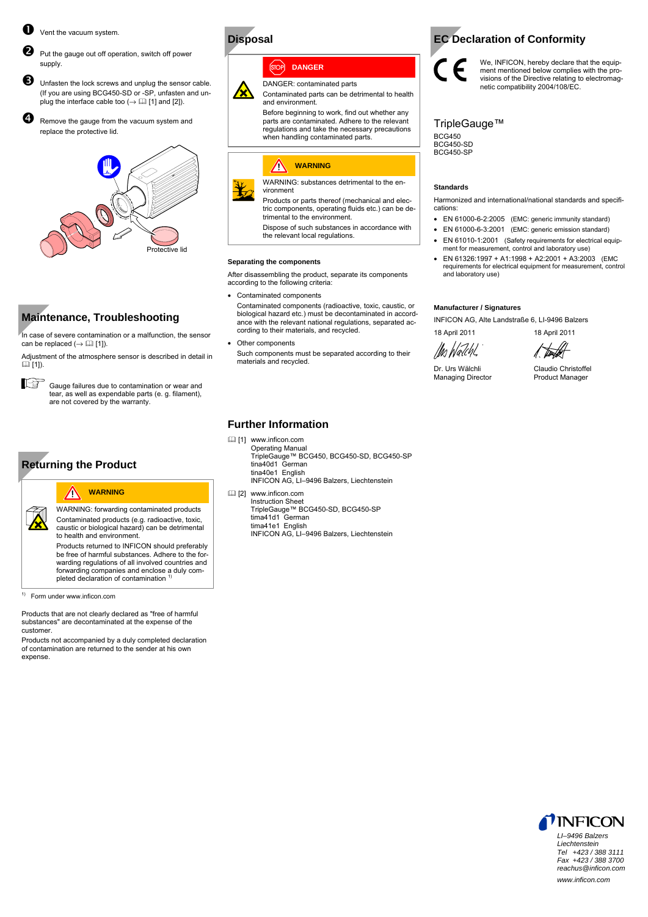❶ Vent the vacuum system.

❷ Put the gauge out off operation, switch off power supply.

❸ Unfasten the lock screws and unplug the sensor cable. (If you are using BCG450-SD or -SP, unfasten and unplug the interface cable too (→ 🕮 [1] and [2]).

❹ Remove the gauge from the vacuum system and replace the protective lid.

Protective lid

## Maintenance, Troubleshooting

In case of severe contamination or a malfunction, the sensor can be replaced (→ 🕮 [1]).

Adjustment of the atmosphere sensor is described in detail in 🕮 [1]).

Gauge failures due to contamination or wear and tear, as well as expendable parts (e. g. filament), are not covered by the warranty.

## Returning the Product

**WARNING**

WARNING: forwarding contaminated products

Contaminated products (e.g. radioactive, toxic, caustic or biological hazard) can be detrimental to health and environment.

Products returned to INFICON should preferably be free of harmful substances. Adhere to the forwarding regulations of all involved countries and forwarding companies and enclose a duly completed declaration of contamination [1)]

[1)] Form under www.inficon.com

Products that are not clearly declared as "free of harmful substances" are decontaminated at the expense of the customer.

Products not accompanied by a duly completed declaration of contamination are returned to the sender at his own expense.

## Disposal

**DANGER**

DANGER: contaminated parts

Contaminated parts can be detrimental to health and environment.

Before beginning to work, find out whether any parts are contaminated. Adhere to the relevant regulations and take the necessary precautions when handling contaminated parts.

**WARNING**

WARNING: substances detrimental to the environment

Products or parts thereof (mechanical and electric components, operating fluids etc.) can be detrimental to the environment.

Dispose of such substances in accordance with the relevant local regulations.

### Separating the components

After disassembling the product, separate its components according to the following criteria:

- Contaminated components

  Contaminated components (radioactive, toxic, caustic, or biological hazard etc.) must be decontaminated in accordance with the relevant national regulations, separated according to their materials, and recycled.

- Other components

  Such components must be separated according to their materials and recycled.

## Further Information

🕮 [1] www.inficon.com
Operating Manual
TripleGauge™ BCG450, BCG450-SD, BCG450-SP
tina40d1 German
tina40e1 English
INFICON AG, LI–9496 Balzers, Liechtenstein

🕮 [2] www.inficon.com
Instruction Sheet
TripleGauge™ BCG450-SD, BCG450-SP
tima41d1 German
tima41e1 English
INFICON AG, LI–9496 Balzers, Liechtenstein

## EC Declaration of Conformity

We, INFICON, hereby declare that the equipment mentioned below complies with the provisions of the Directive relating to electromagnetic compatibility 2004/108/EC.

TripleGauge™
BCG450
BCG450-SD
BCG450-SP

### Standards

Harmonized and international/national standards and specifications:

- EN 61000-6-2:2005 (EMC: generic immunity standard)
- EN 61000-6-3:2001 (EMC: generic emission standard)
- EN 61010-1:2001 (Safety requirements for electrical equipment for measurement, control and laboratory use)
- EN 61326:1997 + A1:1998 + A2:2001 + A3:2003 (EMC requirements for electrical equipment for measurement, control and laboratory use)

### Manufacturer / Signatures

INFICON AG, Alte Landstraße 6, LI-9496 Balzers

| | |
|---|---|
| 18 April 2011 | 18 April 2011 |
| Dr. Urs Wälchli | Claudio Christoffel |
| Managing Director | Product Manager |

INFICON
*LI–9496 Balzers*
*Liechtenstein*
*Tel +423 / 388 3111*
*Fax +423 / 388 3700*
*reachus@inficon.com*

*www.inficon.com*